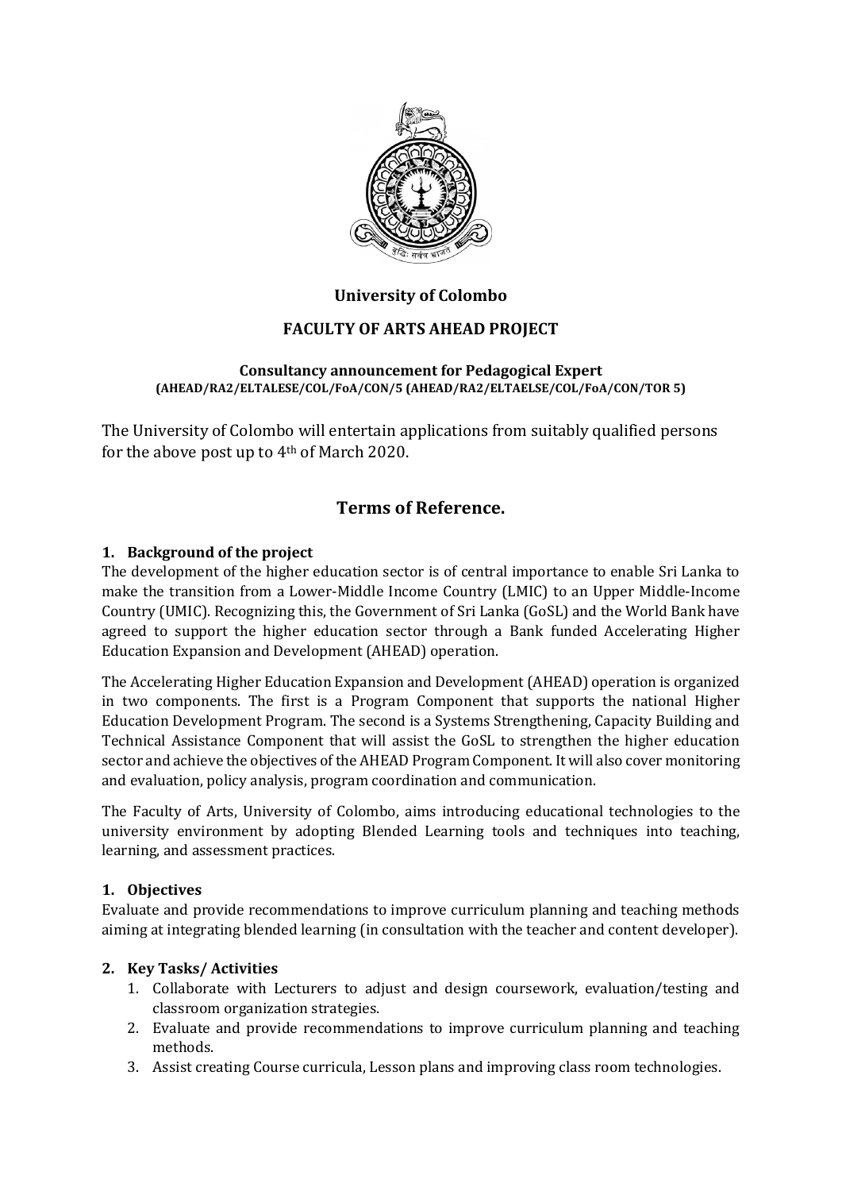# University of Colombo

## FACULTY OF ARTS AHEAD PROJECT

**Consultancy announcement for Pedagogical Expert**
**(AHEAD/RA2/ELTALESE/COL/FoA/CON/5 (AHEAD/RA2/ELTAELSE/COL/FoA/CON/TOR 5)**

The University of Colombo will entertain applications from suitably qualified persons for the above post up to 4th of March 2020.

## Terms of Reference.

### 1. Background of the project

The development of the higher education sector is of central importance to enable Sri Lanka to make the transition from a Lower-Middle Income Country (LMIC) to an Upper Middle-Income Country (UMIC). Recognizing this, the Government of Sri Lanka (GoSL) and the World Bank have agreed to support the higher education sector through a Bank funded Accelerating Higher Education Expansion and Development (AHEAD) operation.

The Accelerating Higher Education Expansion and Development (AHEAD) operation is organized in two components. The first is a Program Component that supports the national Higher Education Development Program. The second is a Systems Strengthening, Capacity Building and Technical Assistance Component that will assist the GoSL to strengthen the higher education sector and achieve the objectives of the AHEAD Program Component. It will also cover monitoring and evaluation, policy analysis, program coordination and communication.

The Faculty of Arts, University of Colombo, aims introducing educational technologies to the university environment by adopting Blended Learning tools and techniques into teaching, learning, and assessment practices.

### 1. Objectives

Evaluate and provide recommendations to improve curriculum planning and teaching methods aiming at integrating blended learning (in consultation with the teacher and content developer).

### 2. Key Tasks/ Activities

1. Collaborate with Lecturers to adjust and design coursework, evaluation/testing and classroom organization strategies.
2. Evaluate and provide recommendations to improve curriculum planning and teaching methods.
3. Assist creating Course curricula, Lesson plans and improving class room technologies.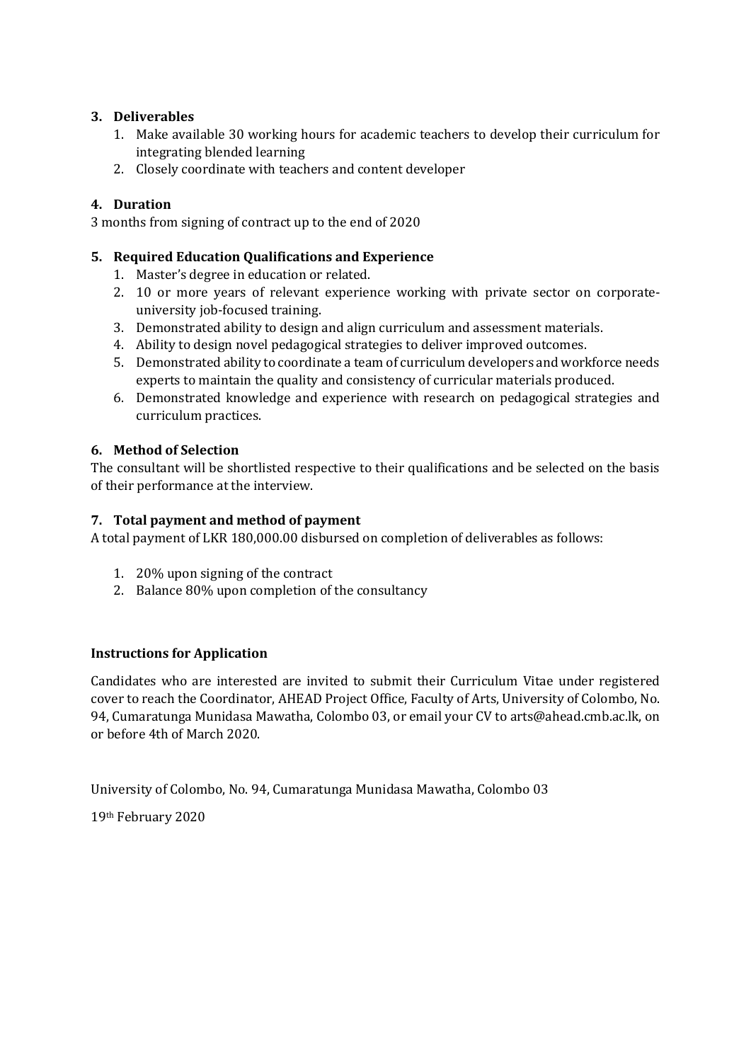### 3. Deliverables

1. Make available 30 working hours for academic teachers to develop their curriculum for integrating blended learning
2. Closely coordinate with teachers and content developer

### 4. Duration

3 months from signing of contract up to the end of 2020

### 5. Required Education Qualifications and Experience

1. Master's degree in education or related.
2. 10 or more years of relevant experience working with private sector on corporate-university job-focused training.
3. Demonstrated ability to design and align curriculum and assessment materials.
4. Ability to design novel pedagogical strategies to deliver improved outcomes.
5. Demonstrated ability to coordinate a team of curriculum developers and workforce needs experts to maintain the quality and consistency of curricular materials produced.
6. Demonstrated knowledge and experience with research on pedagogical strategies and curriculum practices.

### 6. Method of Selection

The consultant will be shortlisted respective to their qualifications and be selected on the basis of their performance at the interview.

### 7. Total payment and method of payment

A total payment of LKR 180,000.00 disbursed on completion of deliverables as follows:

1. 20% upon signing of the contract
2. Balance 80% upon completion of the consultancy

**Instructions for Application**

Candidates who are interested are invited to submit their Curriculum Vitae under registered cover to reach the Coordinator, AHEAD Project Office, Faculty of Arts, University of Colombo, No. 94, Cumaratunga Munidasa Mawatha, Colombo 03, or email your CV to arts@ahead.cmb.ac.lk, on or before 4th of March 2020.

University of Colombo, No. 94, Cumaratunga Munidasa Mawatha, Colombo 03

19th February 2020